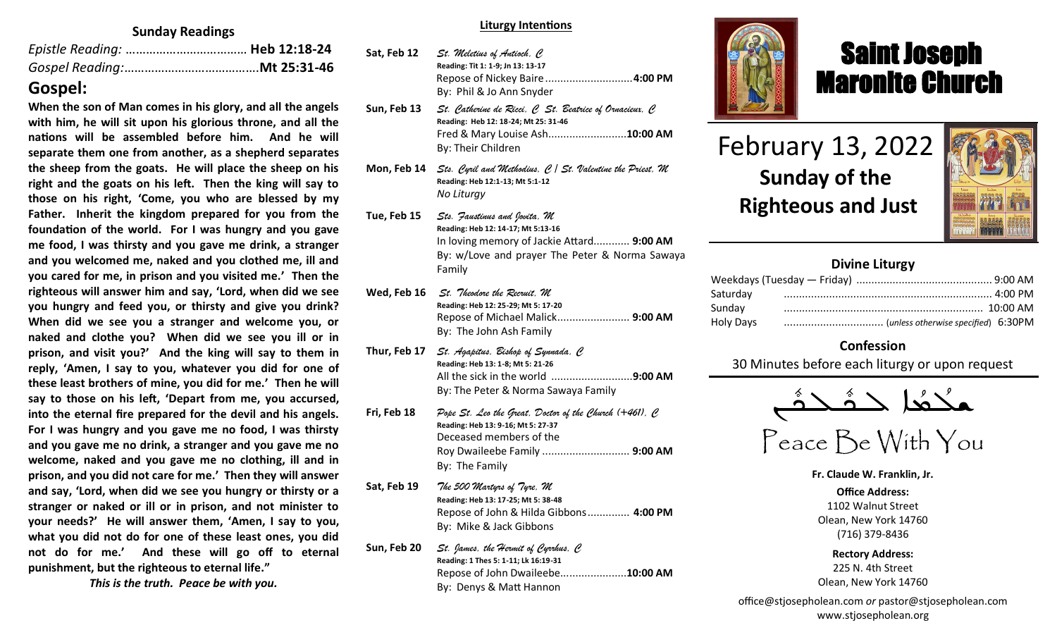## Sunday Readings

*Epistle Reading:* ……………………………… **Heb 12:18-24**
*Gospel Reading:*…………………………………**Mt 25:31-46**

## Gospel:

**When the son of Man comes in his glory, and all the angels with him, he will sit upon his glorious throne, and all the nations will be assembled before him. And he will separate them one from another, as a shepherd separates the sheep from the goats. He will place the sheep on his right and the goats on his left. Then the king will say to those on his right, 'Come, you who are blessed by my Father. Inherit the kingdom prepared for you from the foundation of the world. For I was hungry and you gave me food, I was thirsty and you gave me drink, a stranger and you welcomed me, naked and you clothed me, ill and you cared for me, in prison and you visited me.' Then the righteous will answer him and say, 'Lord, when did we see you hungry and feed you, or thirsty and give you drink? When did we see you a stranger and welcome you, or naked and clothe you? When did we see you ill or in prison, and visit you?' And the king will say to them in reply, 'Amen, I say to you, whatever you did for one of these least brothers of mine, you did for me.' Then he will say to those on his left, 'Depart from me, you accursed, into the eternal fire prepared for the devil and his angels. For I was hungry and you gave me no food, I was thirsty and you gave me no drink, a stranger and you gave me no welcome, naked and you gave me no clothing, ill and in prison, and you did not care for me.' Then they will answer and say, 'Lord, when did we see you hungry or thirsty or a stranger or naked or ill or in prison, and not minister to your needs?' He will answer them, 'Amen, I say to you, what you did not do for one of these least ones, you did not do for me.' And these will go off to eternal punishment, but the righteous to eternal life."**

***This is the truth. Peace be with you.***

## Liturgy Intentions

**Sat, Feb 12** — *St. Meletius of Antioch, C*
**Reading: Tit 1: 1-9; Jn 13: 13-17**
Repose of Nickey Baire ............................**4:00 PM**
By: Phil & Jo Ann Snyder

**Sun, Feb 13** — *St. Catherine de Ricci, C St. Beatrice of Ornacieux, C*
**Reading: Heb 12: 18-24; Mt 25: 31-46**
Fred & Mary Louise Ash..........................**10:00 AM**
By: Their Children

**Mon, Feb 14** — *Sts. Cyril and Methodius, C / St. Valentine the Priest, M*
**Reading: Heb 12:1-13; Mt 5:1-12**
*No Liturgy*

**Tue, Feb 15** — *Sts. Faustinus and Jovita, M*
**Reading: Heb 12: 14-17; Mt 5:13-16**
In loving memory of Jackie Attard............ **9:00 AM**
By: w/Love and prayer The Peter & Norma Sawaya Family

**Wed, Feb 16** — *St. Theodore the Recruit, M*
**Reading: Heb 12: 25-29; Mt 5: 17-20**
Repose of Michael Malick........................ **9:00 AM**
By: The John Ash Family

**Thur, Feb 17** — *St. Agapitus, Bishop of Synnada, C*
**Reading: Heb 13: 1-8; Mt 5: 21-26**
All the sick in the world ...........................**9:00 AM**
By: The Peter & Norma Sawaya Family

**Fri, Feb 18** — *Pope St. Leo the Great, Doctor of the Church (+461), C*
**Reading: Heb 13: 9-16; Mt 5: 27-37**
Deceased members of the Roy Dwaileebe Family ............................ **9:00 AM**
By: The Family

**Sat, Feb 19** — *The 500 Martyrs of Tyre, M*
**Reading: Heb 13: 17-25; Mt 5: 38-48**
Repose of John & Hilda Gibbons.............. **4:00 PM**
By: Mike & Jack Gibbons

**Sun, Feb 20** — *St. James, the Hermit of Cyrrhus, C*
**Reading: 1 Thes 5: 1-11; Lk 16:19-31**
Repose of John Dwaileebe......................**10:00 AM**
By: Denys & Matt Hannon

# Saint Joseph Maronite Church

# February 13, 2022
## Sunday of the Righteous and Just

## Divine Liturgy

| | |
|---|---|
| Weekdays (Tuesday — Friday) | 9:00 AM |
| Saturday | 4:00 PM |
| Sunday | 10:00 AM |
| Holy Days | (*unless otherwise specified*) 6:30PM |

## Confession

30 Minutes before each liturgy or upon request

ܫܠܡܐ ܥܡܟܘܢ

Peace Be With You

**Fr. Claude W. Franklin, Jr.**

**Office Address:**
1102 Walnut Street
Olean, New York 14760
(716) 379-8436

**Rectory Address:**
225 N. 4th Street
Olean, New York 14760

office@stjosepholean.com *or* pastor@stjosepholean.com
www.stjosepholean.org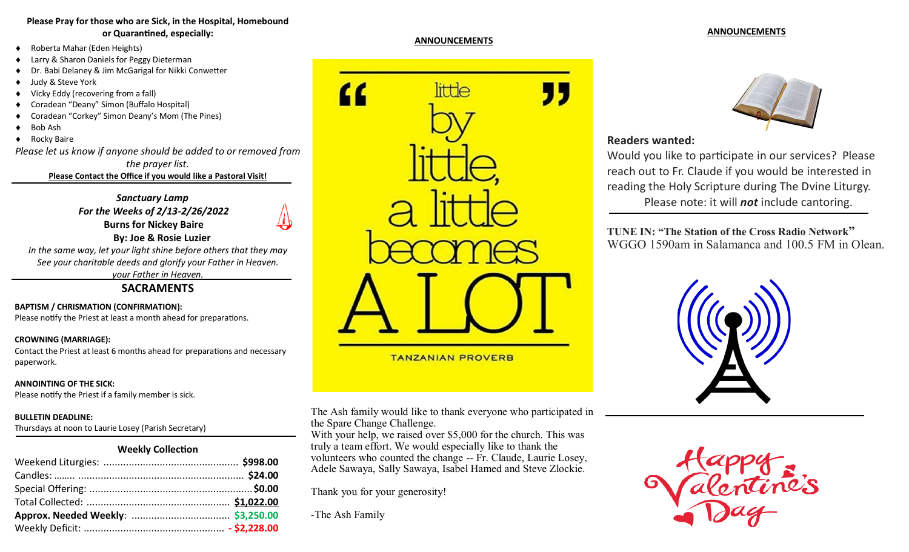**Please Pray for those who are Sick, in the Hospital, Homebound or Quarantined, especially:**

- Roberta Mahar (Eden Heights)
- Larry & Sharon Daniels for Peggy Dieterman
- Dr. Babi Delaney & Jim McGarigal for Nikki Conwetter
- Judy & Steve York
- Vicky Eddy (recovering from a fall)
- Coradean "Deany" Simon (Buffalo Hospital)
- Coradean "Corkey" Simon Deany's Mom (The Pines)
- Bob Ash
- Rocky Baire

*Please let us know if anyone should be added to or removed from the prayer list.*

**Please Contact the Office if you would like a Pastoral Visit!**

***Sanctuary Lamp***
***For the Weeks of 2/13-2/26/2022***
**Burns for Nickey Baire**
**By: Joe & Rosie Luzier**

*In the same way, let your light shine before others that they may See your charitable deeds and glorify your Father in Heaven. your Father in Heaven.*

## SACRAMENTS

**BAPTISM / CHRISMATION (CONFIRMATION):**
Please notify the Priest at least a month ahead for preparations.

**CROWNING (MARRIAGE):**
Contact the Priest at least 6 months ahead for preparations and necessary paperwork.

**ANOINTING OF THE SICK:**
Please notify the Priest if a family member is sick.

**BULLETIN DEADLINE:**
Thursdays at noon to Laurie Losey (Parish Secretary)

**Weekly Collection**

| | |
|---|---|
| Weekend Liturgies: | **$998.00** |
| Candles: | **$24.00** |
| Special Offering: | **$0.00** |
| Total Collected: | **$1,022.00** |
| **Approx. Needed Weekly:** | **$3,250.00** |
| Weekly Deficit: | **- $2,228.00** |

## ANNOUNCEMENTS

"little by little, a little becomes A LOT"
TANZANIAN PROVERB

The Ash family would like to thank everyone who participated in the Spare Change Challenge.
With your help, we raised over $5,000 for the church. This was truly a team effort. We would especially like to thank the volunteers who counted the change -- Fr. Claude, Laurie Losey, Adele Sawaya, Sally Sawaya, Isabel Hamed and Steve Zlockie.

Thank you for your generosity!

-The Ash Family

## ANNOUNCEMENTS

**Readers wanted:**
Would you like to participate in our services? Please reach out to Fr. Claude if you would be interested in reading the Holy Scripture during The Dvine Liturgy. Please note: it will ***not*** include cantoring.

**TUNE IN: "The Station of the Cross Radio Network"**
WGGO 1590am in Salamanca and 100.5 FM in Olean.

Happy Valentine's Day